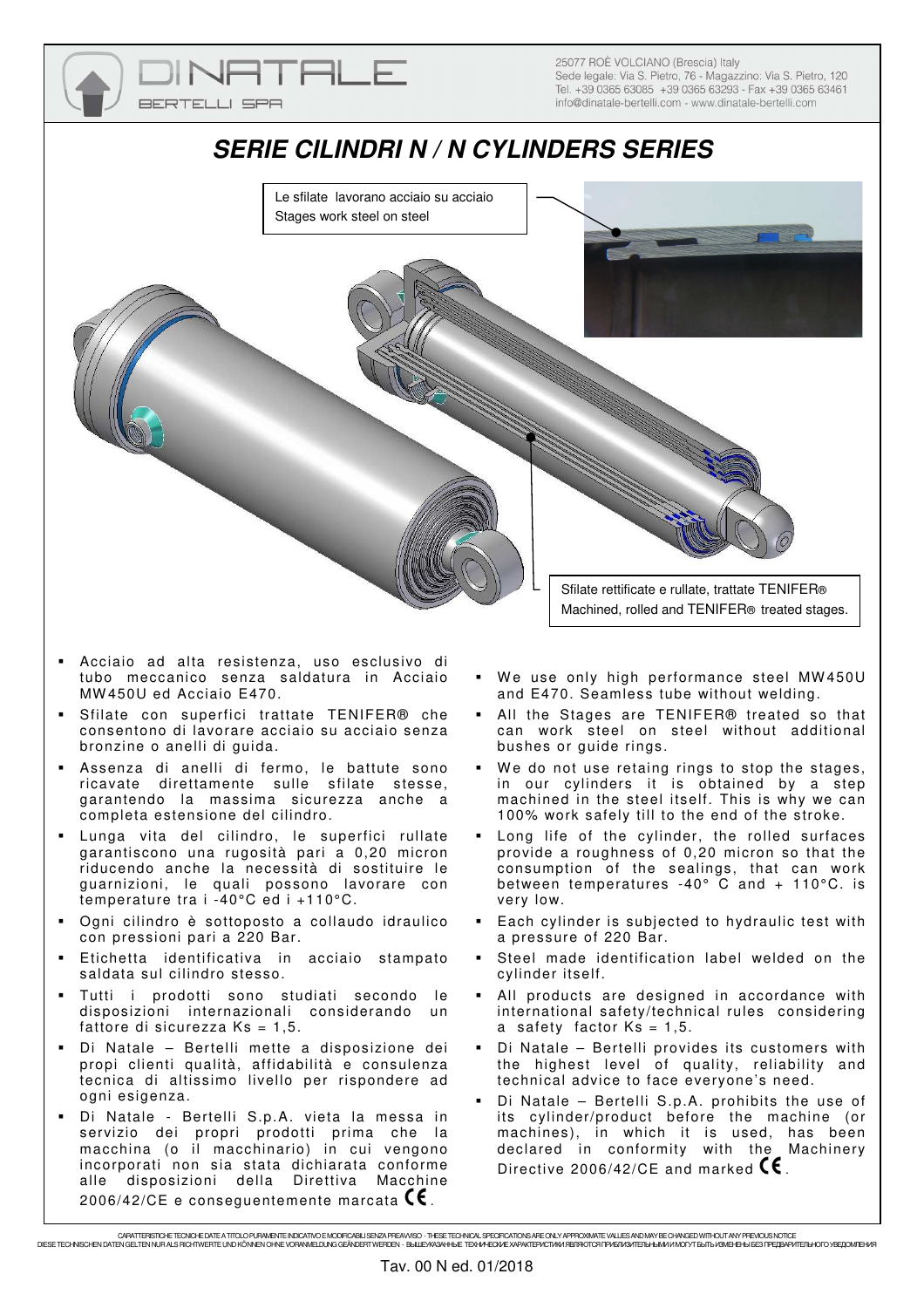25077 ROÈ VOLCIANO (Brescia) Italy
Sede legale: Via S. Pietro, 76 - Magazzino: Via S. Pietro, 120
Tel. +39 0365 63085 +39 0365 63293 - Fax +39 0365 63461
info@dinatale-bertelli.com - www.dinatale-bertelli.com

# *SERIE CILINDRI N / N CYLINDERS SERIES*

Le sfilate lavorano acciaio su acciaio
Stages work steel on steel

Sfilate rettificate e rullate, trattate TENIFER®
Machined, rolled and TENIFER® treated stages.

- Acciaio ad alta resistenza, uso esclusivo di tubo meccanico senza saldatura in Acciaio MW450U ed Acciaio E470.
- Sfilate con superfici trattate TENIFER® che consentono di lavorare acciaio su acciaio senza bronzine o anelli di guida.
- Assenza di anelli di fermo, le battute sono ricavate direttamente sulle sfilate stesse, garantendo la massima sicurezza anche a completa estensione del cilindro.
- Lunga vita del cilindro, le superfici rullate garantiscono una rugosità pari a 0,20 micron riducendo anche la necessità di sostituire le guarnizioni, le quali possono lavorare con temperature tra i -40°C ed i +110°C.
- Ogni cilindro è sottoposto a collaudo idraulico con pressioni pari a 220 Bar.
- Etichetta identificativa in acciaio stampato saldata sul cilindro stesso.
- Tutti i prodotti sono studiati secondo le disposizioni internazionali considerando un fattore di sicurezza Ks = 1,5.
- Di Natale – Bertelli mette a disposizione dei propi clienti qualità, affidabilità e consulenza tecnica di altissimo livello per rispondere ad ogni esigenza.
- Di Natale - Bertelli S.p.A. vieta la messa in servizio dei propri prodotti prima che la macchina (o il macchinario) in cui vengono incorporati non sia stata dichiarata conforme alle disposizioni della Direttiva Macchine 2006/42/CE e conseguentemente marcata CE.

- We use only high performance steel MW450U and E470. Seamless tube without welding.
- All the Stages are TENIFER® treated so that can work steel on steel without additional bushes or guide rings.
- We do not use retaing rings to stop the stages, in our cylinders it is obtained by a step machined in the steel itself. This is why we can 100% work safely till to the end of the stroke.
- Long life of the cylinder, the rolled surfaces provide a roughness of 0,20 micron so that the consumption of the sealings, that can work between temperatures -40° C and + 110°C. is very low.
- Each cylinder is subjected to hydraulic test with a pressure of 220 Bar.
- Steel made identification label welded on the cylinder itself.
- All products are designed in accordance with international safety/technical rules considering a safety factor Ks = 1,5.
- Di Natale – Bertelli provides its customers with the highest level of quality, reliability and technical advice to face everyone's need.
- Di Natale – Bertelli S.p.A. prohibits the use of its cylinder/product before the machine (or machines), in which it is used, has been declared in conformity with the Machinery Directive 2006/42/CE and marked CE.

CARATTERISTICHE TECNICHE DATE A TITOLO PURAMENTE INDICATIVO E MODIFICABILI SENZA PREAVVISO - THESE TECHNICAL SPECIFICATIONS ARE ONLY APPROXIMATE VALUES AND MAY BE CHANGED WITHOUT ANY PREVIOUS NOTICE
DIESE TECHNISCHEN DATEN GELTEN NUR ALS RICHTWERTE UND KÖNNEN OHNE VORANMELDUNG GEÄNDERT WERDEN - ВЫШЕУКАЗАННЫЕ ТЕХНИЧЕСКИЕ ХАРАКТЕРИСТИКИ ЯВЛЯЮТСЯ ПРИБЛИЗИТЕЛЬНЫМИ И МОГУТ БЫТЬ ИЗМЕНЕНЫ БЕЗ ПРЕДВАРИТЕЛЬНОГО УВЕДОМЛЕНИЯ

Tav. 00 N ed. 01/2018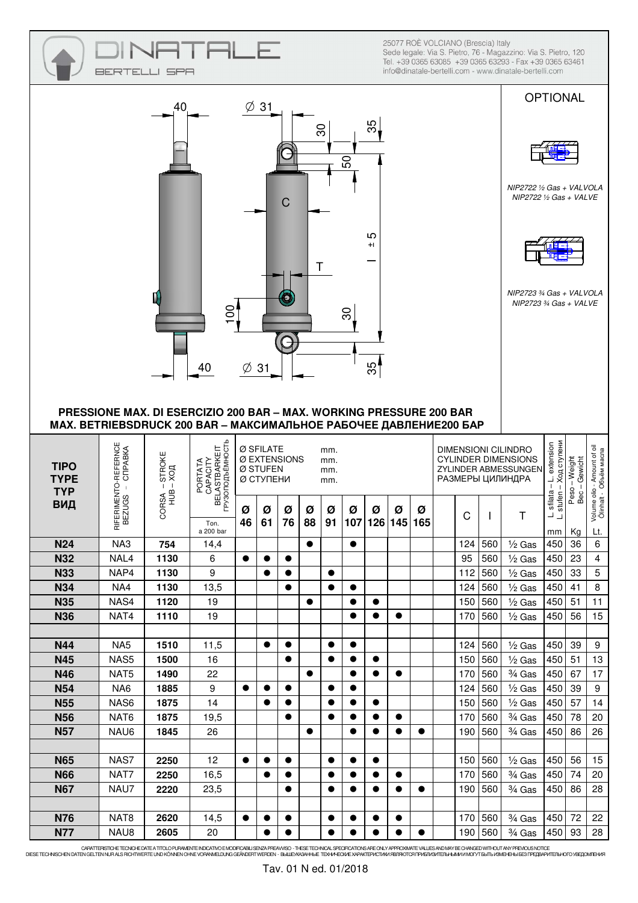25077 ROÈ VOLCIANO (Brescia) Italy
Sede legale: Via S. Pietro, 76 - Magazzino: Via S. Pietro, 120
Tel. +39 0365 63085 +39 0365 63293 - Fax +39 0365 63461
info@dinatale-bertelli.com - www.dinatale-bertelli.com

**OPTIONAL**

*NIP2722 ½ Gas + VALVOLA*
*NIP2722 ½ Gas + VALVE*

*NIP2723 ¾ Gas + VALVOLA*
*NIP2723 ¾ Gas + VALVE*

**PRESSIONE MAX. DI ESERCIZIO 200 BAR – MAX. WORKING PRESSURE 200 BAR**
**MAX. BETRIEBSDRUCK 200 BAR – МАКСИМАЛЬНОЕ РАБОЧЕЕ ДАВЛЕНИЕ200 БАР**

| TIPO / TYPE / TYP / ВИД | RIFERIMENTO-REFERNCE / BEZUGS – СПРАВКА | CORSA – STROKE / HUB – ХОД | PORTATA / CAPACITY / BELASTBARKEIT / ГРУЗОПОДЪЕМНОСТЬ (Ton. a 200 bar) | Ø SFILATE / Ø EXTENSIONS / Ø STUFEN / Ø СТУПЕНИ (mm.) Ø 46 | Ø 61 | Ø 76 | Ø 88 | Ø 91 | Ø 107 | Ø 126 | Ø 145 | Ø 165 | | DIMENSIONI CILINDRO / CYLINDER DIMENSIONS / ZYLINDER ABMESSUNGEN / РАЗМЕРЫ ЦИЛИНДРА C | I | T | L sfilata – L. extension / L stufen – Ход ступени (mm) | Peso – Weight / Bec – Gewicht (Kg) | Volume olio - Amount of oil / Ölinhalt - Объём масла (Lt.) |
|---|---|---|---|---|---|---|---|---|---|---|---|---|---|---|---|---|---|---|---|
| **N24** | NA3 | **754** | 14,4 | | | | ● | | ● | | | | | 124 | 560 | ½ Gas | 450 | 36 | 6 |
| **N32** | NAL4 | **1130** | 6 | ● | ● | ● | | | | | | | | 95 | 560 | ½ Gas | 450 | 23 | 4 |
| **N33** | NAP4 | **1130** | 9 | | ● | ● | | ● | | | | | | 112 | 560 | ½ Gas | 450 | 33 | 5 |
| **N34** | NA4 | **1130** | 13,5 | | | ● | | ● | ● | | | | | 124 | 560 | ½ Gas | 450 | 41 | 8 |
| **N35** | NAS4 | **1120** | 19 | | | | ● | | ● | ● | | | | 150 | 560 | ½ Gas | 450 | 51 | 11 |
| **N36** | NAT4 | **1110** | 19 | | | | | | ● | ● | ● | | | 170 | 560 | ½ Gas | 450 | 56 | 15 |
| | | | | | | | | | | | | | | | | | | | |
| **N44** | NA5 | **1510** | 11,5 | | ● | ● | | ● | ● | | | | | 124 | 560 | ½ Gas | 450 | 39 | 9 |
| **N45** | NAS5 | **1500** | 16 | | | ● | | ● | ● | ● | | | | 150 | 560 | ½ Gas | 450 | 51 | 13 |
| **N46** | NAT5 | **1490** | 22 | | | | ● | | ● | ● | ● | | | 170 | 560 | ¾ Gas | 450 | 67 | 17 |
| **N54** | NA6 | **1885** | 9 | ● | ● | ● | | ● | ● | | | | | 124 | 560 | ½ Gas | 450 | 39 | 9 |
| **N55** | NAS6 | **1875** | 14 | | ● | ● | | ● | ● | ● | | | | 150 | 560 | ½ Gas | 450 | 57 | 14 |
| **N56** | NAT6 | **1875** | 19,5 | | | ● | | ● | ● | ● | ● | | | 170 | 560 | ¾ Gas | 450 | 78 | 20 |
| **N57** | NAU6 | **1845** | 26 | | | | ● | | ● | ● | ● | ● | | 190 | 560 | ¾ Gas | 450 | 86 | 26 |
| | | | | | | | | | | | | | | | | | | | |
| **N65** | NAS7 | **2250** | 12 | ● | ● | ● | | ● | ● | ● | | | | 150 | 560 | ½ Gas | 450 | 56 | 15 |
| **N66** | NAT7 | **2250** | 16,5 | | ● | ● | | ● | ● | ● | ● | | | 170 | 560 | ¾ Gas | 450 | 74 | 20 |
| **N67** | NAU7 | **2220** | 23,5 | | | ● | | ● | ● | ● | ● | ● | | 190 | 560 | ¾ Gas | 450 | 86 | 28 |
| | | | | | | | | | | | | | | | | | | | |
| **N76** | NAT8 | **2620** | 14,5 | ● | ● | ● | | ● | ● | ● | ● | | | 170 | 560 | ¾ Gas | 450 | 72 | 22 |
| **N77** | NAU8 | **2605** | 20 | | ● | ● | | ● | ● | ● | ● | ● | | 190 | 560 | ¾ Gas | 450 | 93 | 28 |

CARATTERISTICHE TECNICHE DATE A TITOLO PURAMENTE INDICATIVO E MODIFICABILI SENZA PREAVVISO - THESE TECHNICAL SPECIFICATIONS ARE ONLY APPROXIMATE VALUES AND MAY BE CHANGED WITHOUT ANY PREVIOUS NOTICE
DIESE TECHNISCHEN DATEN GELTEN NUR ALS RICHTWERTE UND KÖNNEN OHNE VORANMELDUNG GEÄNDERT WERDEN - ВЫШЕУКАЗАННЫЕ ТЕХНИЧЕСКИЕ ХАРАКТЕРИСТИКИ ЯВЛЯЮТСЯ ПРИБЛИЗИТЕЛЬНЫМИ И МОГУТ БЫТЬ ИЗМЕНЕНЫ БЕЗ ПРЕДВАРИТЕЛЬНОГО УВЕДОМЛЕНИЯ

Tav. 01 N ed. 01/2018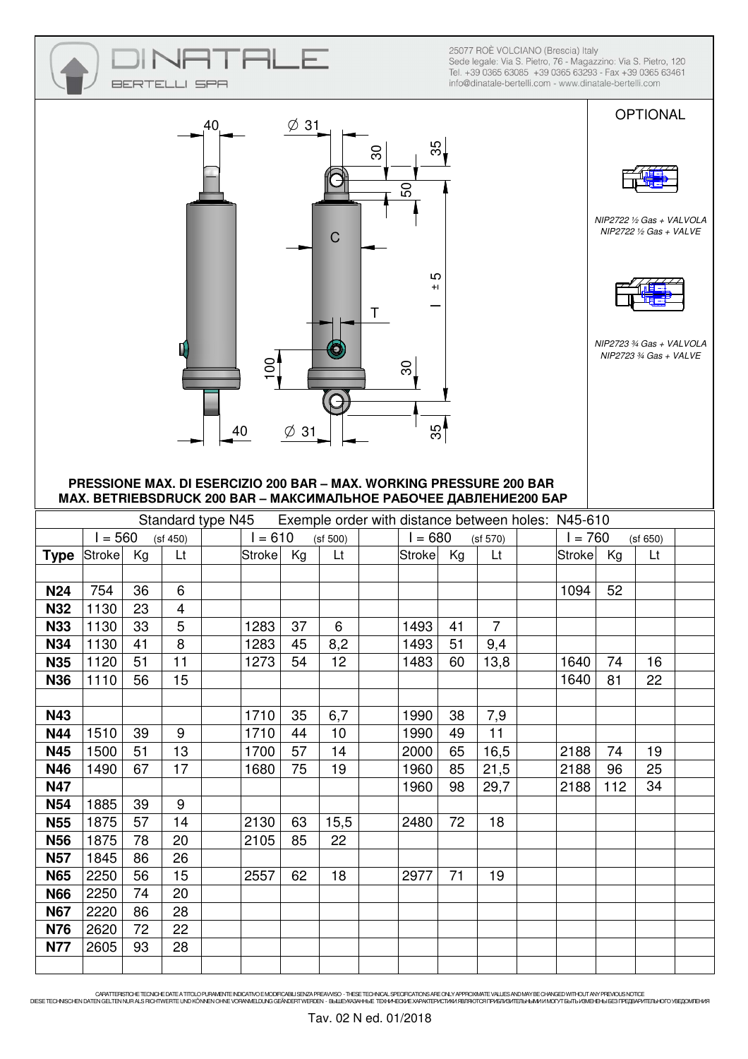DINATALE BERTELLI SPA

25077 ROÈ VOLCIANO (Brescia) Italy
Sede legale: Via S. Pietro, 76 - Magazzino: Via S. Pietro, 120
Tel. +39 0365 63085 +39 0365 63293 - Fax +39 0365 63461
info@dinatale-bertelli.com - www.dinatale-bertelli.com

40
Ø 31
30
35
50
C
I ± 5
T
100
30
40
Ø 31
35

OPTIONAL

*NIP2722 ½ Gas + VALVOLA*
*NIP2722 ½ Gas + VALVE*

*NIP2723 ¾ Gas + VALVOLA*
*NIP2723 ¾ Gas + VALVE*

**PRESSIONE MAX. DI ESERCIZIO 200 BAR – MAX. WORKING PRESSURE 200 BAR**
**MAX. BETRIEBSDRUCK 200 BAR – МАКСИМАЛЬНОЕ РАБОЧЕЕ ДАВЛЕНИЕ200 БАР**

Standard type N45 Exemple order with distance between holes: N45-610

| | I = 560 (sf 450) | | | | I = 610 (sf 500) | | | | I = 680 (sf 570) | | | | I = 760 (sf 650) | | |
|---|---|---|---|---|---|---|---|---|---|---|---|---|---|---|---|
| **Type** | Stroke | Kg | Lt | | Stroke | Kg | Lt | | Stroke | Kg | Lt | | Stroke | Kg | Lt |
| | | | | | | | | | | | | | | | |
| **N24** | 754 | 36 | 6 | | | | | | | | | | 1094 | 52 | |
| **N32** | 1130 | 23 | 4 | | | | | | | | | | | | |
| **N33** | 1130 | 33 | 5 | | 1283 | 37 | 6 | | 1493 | 41 | 7 | | | | |
| **N34** | 1130 | 41 | 8 | | 1283 | 45 | 8,2 | | 1493 | 51 | 9,4 | | | | |
| **N35** | 1120 | 51 | 11 | | 1273 | 54 | 12 | | 1483 | 60 | 13,8 | | 1640 | 74 | 16 |
| **N36** | 1110 | 56 | 15 | | | | | | | | | | 1640 | 81 | 22 |
| | | | | | | | | | | | | | | | |
| **N43** | | | | | 1710 | 35 | 6,7 | | 1990 | 38 | 7,9 | | | | |
| **N44** | 1510 | 39 | 9 | | 1710 | 44 | 10 | | 1990 | 49 | 11 | | | | |
| **N45** | 1500 | 51 | 13 | | 1700 | 57 | 14 | | 2000 | 65 | 16,5 | | 2188 | 74 | 19 |
| **N46** | 1490 | 67 | 17 | | 1680 | 75 | 19 | | 1960 | 85 | 21,5 | | 2188 | 96 | 25 |
| **N47** | | | | | | | | | 1960 | 98 | 29,7 | | 2188 | 112 | 34 |
| **N54** | 1885 | 39 | 9 | | | | | | | | | | | | |
| **N55** | 1875 | 57 | 14 | | 2130 | 63 | 15,5 | | 2480 | 72 | 18 | | | | |
| **N56** | 1875 | 78 | 20 | | 2105 | 85 | 22 | | | | | | | | |
| **N57** | 1845 | 86 | 26 | | | | | | | | | | | | |
| **N65** | 2250 | 56 | 15 | | 2557 | 62 | 18 | | 2977 | 71 | 19 | | | | |
| **N66** | 2250 | 74 | 20 | | | | | | | | | | | | |
| **N67** | 2220 | 86 | 28 | | | | | | | | | | | | |
| **N76** | 2620 | 72 | 22 | | | | | | | | | | | | |
| **N77** | 2605 | 93 | 28 | | | | | | | | | | | | |

CARATTERISTICHE TECNICHE DATE A TITOLO PURAMENTE INDICATIVO E MODIFICABILI SENZA PREAVVISO - THESE TECHNICAL SPECIFICATIONS ARE ONLY APPROXIMATE VALUES AND MAY BE CHANGED WITHOUT ANY PREVIOUS NOTICE
DIESE TECHNISCHEN DATEN GELTEN NUR ALS RICHTWERTE UND KÖNNEN OHNE VORANMELDUNG GEÄNDERT WERDEN - ВЫШЕУКАЗАННЫЕ ТЕХНИЧЕСКИЕ ХАРАКТЕРИСТИКИ ЯВЛЯЮТСЯ ПРИБЛИЗИТЕЛЬНЫМИ И МОГУТ БЫТЬ ИЗМЕНЕНЫ БЕЗ ПРЕДВАРИТЕЛЬНОГО УВЕДОМЛЕНИЯ

Tav. 02 N ed. 01/2018